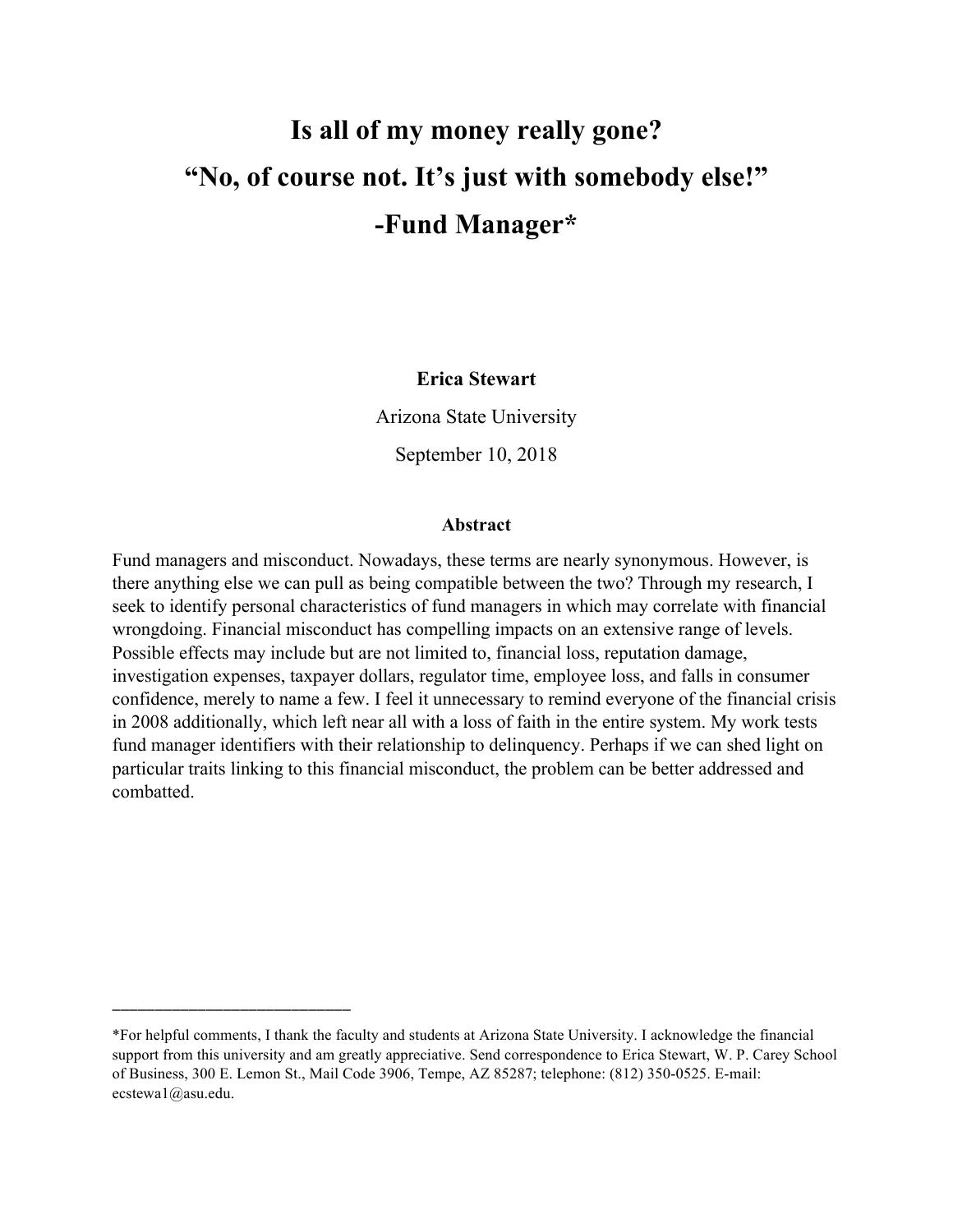# Is all of my money really gone?
# "No, of course not. It's just with somebody else!"
# -Fund Manager*

**Erica Stewart**

Arizona State University

September 10, 2018

**Abstract**

Fund managers and misconduct. Nowadays, these terms are nearly synonymous. However, is there anything else we can pull as being compatible between the two? Through my research, I seek to identify personal characteristics of fund managers in which may correlate with financial wrongdoing. Financial misconduct has compelling impacts on an extensive range of levels. Possible effects may include but are not limited to, financial loss, reputation damage, investigation expenses, taxpayer dollars, regulator time, employee loss, and falls in consumer confidence, merely to name a few. I feel it unnecessary to remind everyone of the financial crisis in 2008 additionally, which left near all with a loss of faith in the entire system. My work tests fund manager identifiers with their relationship to delinquency. Perhaps if we can shed light on particular traits linking to this financial misconduct, the problem can be better addressed and combatted.

---

*For helpful comments, I thank the faculty and students at Arizona State University. I acknowledge the financial support from this university and am greatly appreciative. Send correspondence to Erica Stewart, W. P. Carey School of Business, 300 E. Lemon St., Mail Code 3906, Tempe, AZ 85287; telephone: (812) 350-0525. E-mail: ecstewa1@asu.edu.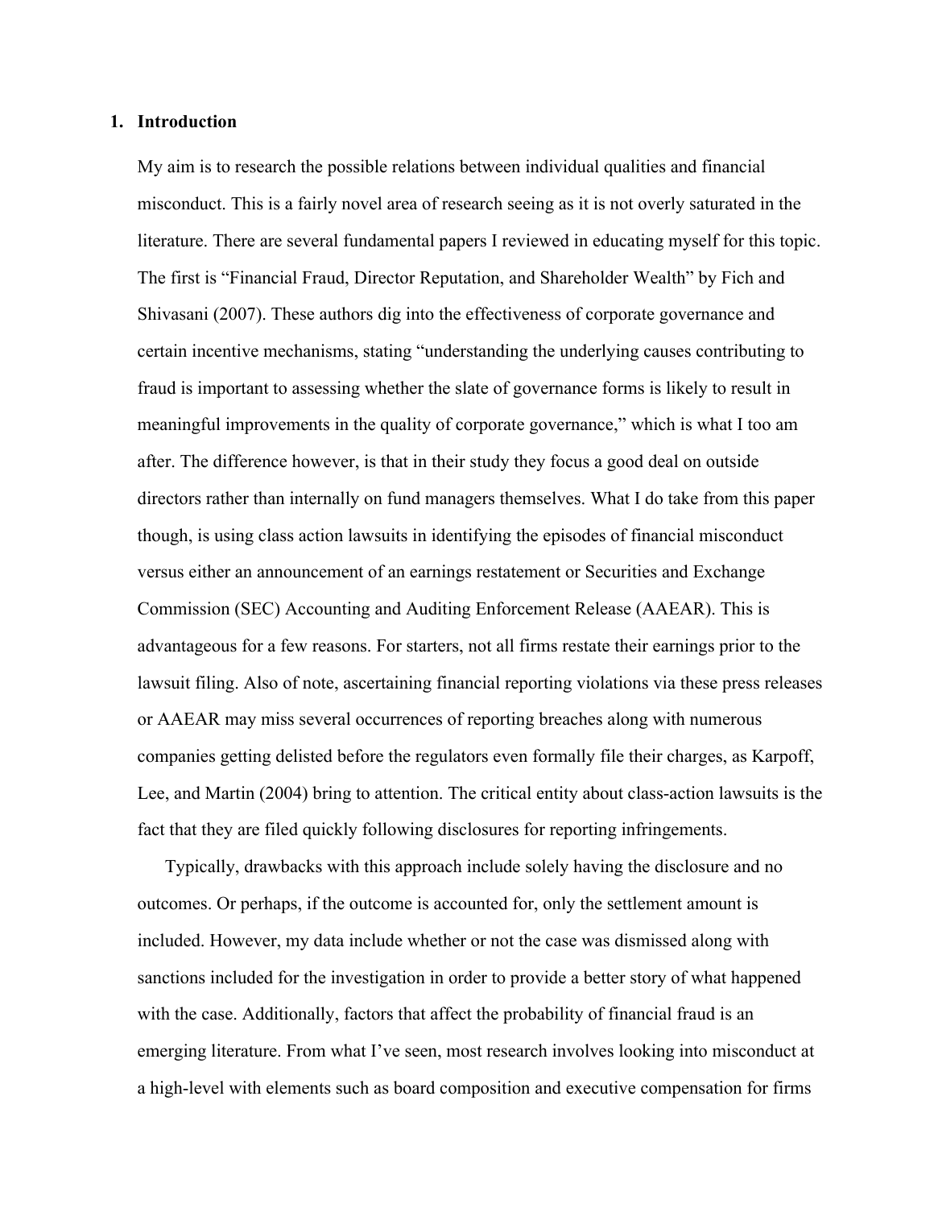## 1. Introduction

My aim is to research the possible relations between individual qualities and financial misconduct. This is a fairly novel area of research seeing as it is not overly saturated in the literature. There are several fundamental papers I reviewed in educating myself for this topic. The first is "Financial Fraud, Director Reputation, and Shareholder Wealth" by Fich and Shivasani (2007). These authors dig into the effectiveness of corporate governance and certain incentive mechanisms, stating "understanding the underlying causes contributing to fraud is important to assessing whether the slate of governance forms is likely to result in meaningful improvements in the quality of corporate governance," which is what I too am after. The difference however, is that in their study they focus a good deal on outside directors rather than internally on fund managers themselves. What I do take from this paper though, is using class action lawsuits in identifying the episodes of financial misconduct versus either an announcement of an earnings restatement or Securities and Exchange Commission (SEC) Accounting and Auditing Enforcement Release (AAEAR). This is advantageous for a few reasons. For starters, not all firms restate their earnings prior to the lawsuit filing. Also of note, ascertaining financial reporting violations via these press releases or AAEAR may miss several occurrences of reporting breaches along with numerous companies getting delisted before the regulators even formally file their charges, as Karpoff, Lee, and Martin (2004) bring to attention. The critical entity about class-action lawsuits is the fact that they are filed quickly following disclosures for reporting infringements.

Typically, drawbacks with this approach include solely having the disclosure and no outcomes. Or perhaps, if the outcome is accounted for, only the settlement amount is included. However, my data include whether or not the case was dismissed along with sanctions included for the investigation in order to provide a better story of what happened with the case. Additionally, factors that affect the probability of financial fraud is an emerging literature. From what I've seen, most research involves looking into misconduct at a high-level with elements such as board composition and executive compensation for firms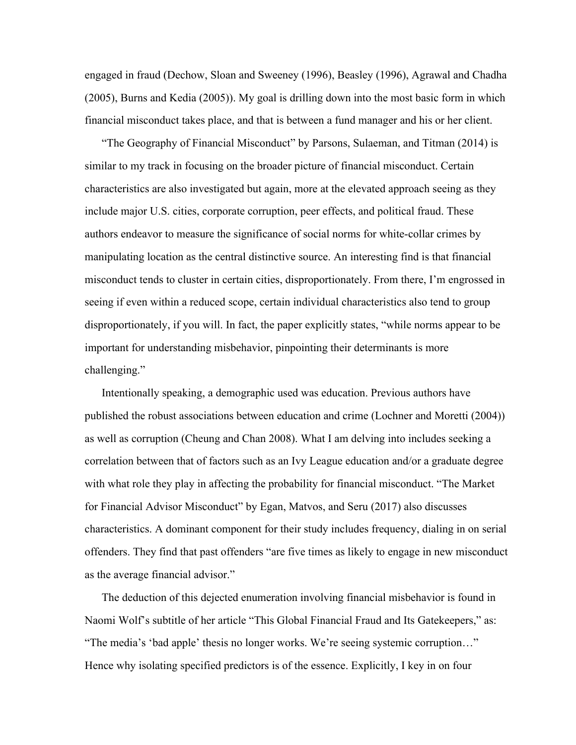engaged in fraud (Dechow, Sloan and Sweeney (1996), Beasley (1996), Agrawal and Chadha (2005), Burns and Kedia (2005)). My goal is drilling down into the most basic form in which financial misconduct takes place, and that is between a fund manager and his or her client.

"The Geography of Financial Misconduct" by Parsons, Sulaeman, and Titman (2014) is similar to my track in focusing on the broader picture of financial misconduct. Certain characteristics are also investigated but again, more at the elevated approach seeing as they include major U.S. cities, corporate corruption, peer effects, and political fraud. These authors endeavor to measure the significance of social norms for white-collar crimes by manipulating location as the central distinctive source. An interesting find is that financial misconduct tends to cluster in certain cities, disproportionately. From there, I'm engrossed in seeing if even within a reduced scope, certain individual characteristics also tend to group disproportionately, if you will. In fact, the paper explicitly states, "while norms appear to be important for understanding misbehavior, pinpointing their determinants is more challenging."

Intentionally speaking, a demographic used was education. Previous authors have published the robust associations between education and crime (Lochner and Moretti (2004)) as well as corruption (Cheung and Chan 2008). What I am delving into includes seeking a correlation between that of factors such as an Ivy League education and/or a graduate degree with what role they play in affecting the probability for financial misconduct. "The Market for Financial Advisor Misconduct" by Egan, Matvos, and Seru (2017) also discusses characteristics. A dominant component for their study includes frequency, dialing in on serial offenders. They find that past offenders "are five times as likely to engage in new misconduct as the average financial advisor."

The deduction of this dejected enumeration involving financial misbehavior is found in Naomi Wolf's subtitle of her article "This Global Financial Fraud and Its Gatekeepers," as: "The media's 'bad apple' thesis no longer works. We're seeing systemic corruption…" Hence why isolating specified predictors is of the essence. Explicitly, I key in on four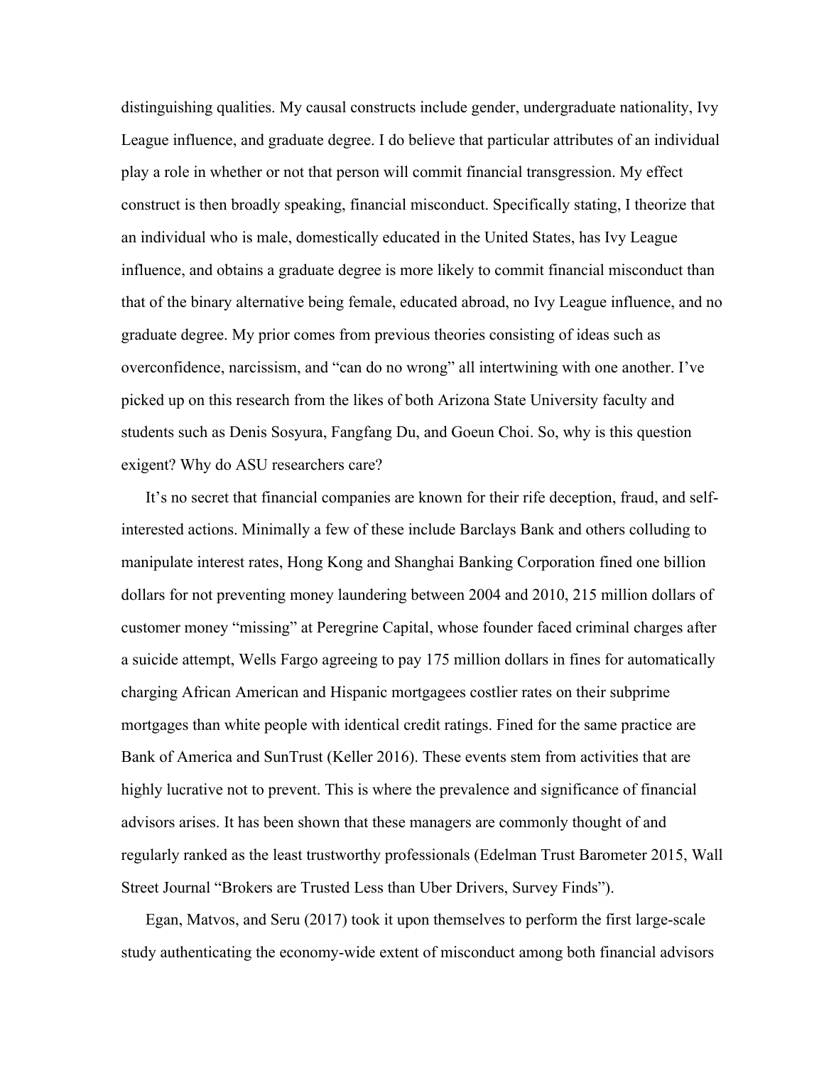distinguishing qualities. My causal constructs include gender, undergraduate nationality, Ivy League influence, and graduate degree. I do believe that particular attributes of an individual play a role in whether or not that person will commit financial transgression. My effect construct is then broadly speaking, financial misconduct. Specifically stating, I theorize that an individual who is male, domestically educated in the United States, has Ivy League influence, and obtains a graduate degree is more likely to commit financial misconduct than that of the binary alternative being female, educated abroad, no Ivy League influence, and no graduate degree. My prior comes from previous theories consisting of ideas such as overconfidence, narcissism, and "can do no wrong" all intertwining with one another. I've picked up on this research from the likes of both Arizona State University faculty and students such as Denis Sosyura, Fangfang Du, and Goeun Choi. So, why is this question exigent? Why do ASU researchers care?

It's no secret that financial companies are known for their rife deception, fraud, and self-interested actions. Minimally a few of these include Barclays Bank and others colluding to manipulate interest rates, Hong Kong and Shanghai Banking Corporation fined one billion dollars for not preventing money laundering between 2004 and 2010, 215 million dollars of customer money "missing" at Peregrine Capital, whose founder faced criminal charges after a suicide attempt, Wells Fargo agreeing to pay 175 million dollars in fines for automatically charging African American and Hispanic mortgagees costlier rates on their subprime mortgages than white people with identical credit ratings. Fined for the same practice are Bank of America and SunTrust (Keller 2016). These events stem from activities that are highly lucrative not to prevent. This is where the prevalence and significance of financial advisors arises. It has been shown that these managers are commonly thought of and regularly ranked as the least trustworthy professionals (Edelman Trust Barometer 2015, Wall Street Journal "Brokers are Trusted Less than Uber Drivers, Survey Finds").

Egan, Matvos, and Seru (2017) took it upon themselves to perform the first large-scale study authenticating the economy-wide extent of misconduct among both financial advisors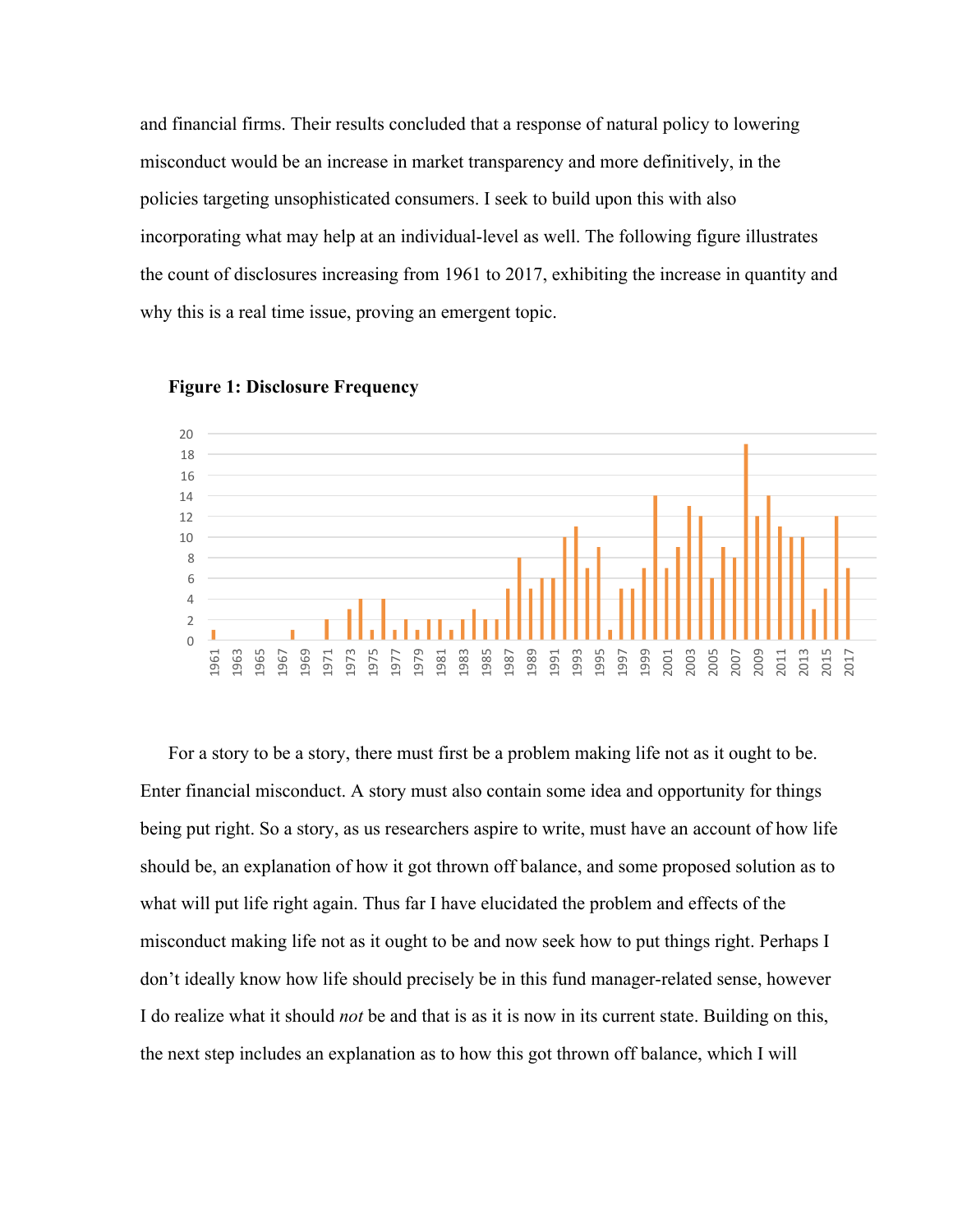and financial firms. Their results concluded that a response of natural policy to lowering misconduct would be an increase in market transparency and more definitively, in the policies targeting unsophisticated consumers. I seek to build upon this with also incorporating what may help at an individual-level as well. The following figure illustrates the count of disclosures increasing from 1961 to 2017, exhibiting the increase in quantity and why this is a real time issue, proving an emergent topic.

**Figure 1: Disclosure Frequency**

For a story to be a story, there must first be a problem making life not as it ought to be. Enter financial misconduct. A story must also contain some idea and opportunity for things being put right. So a story, as us researchers aspire to write, must have an account of how life should be, an explanation of how it got thrown off balance, and some proposed solution as to what will put life right again. Thus far I have elucidated the problem and effects of the misconduct making life not as it ought to be and now seek how to put things right. Perhaps I don't ideally know how life should precisely be in this fund manager-related sense, however I do realize what it should *not* be and that is as it is now in its current state. Building on this, the next step includes an explanation as to how this got thrown off balance, which I will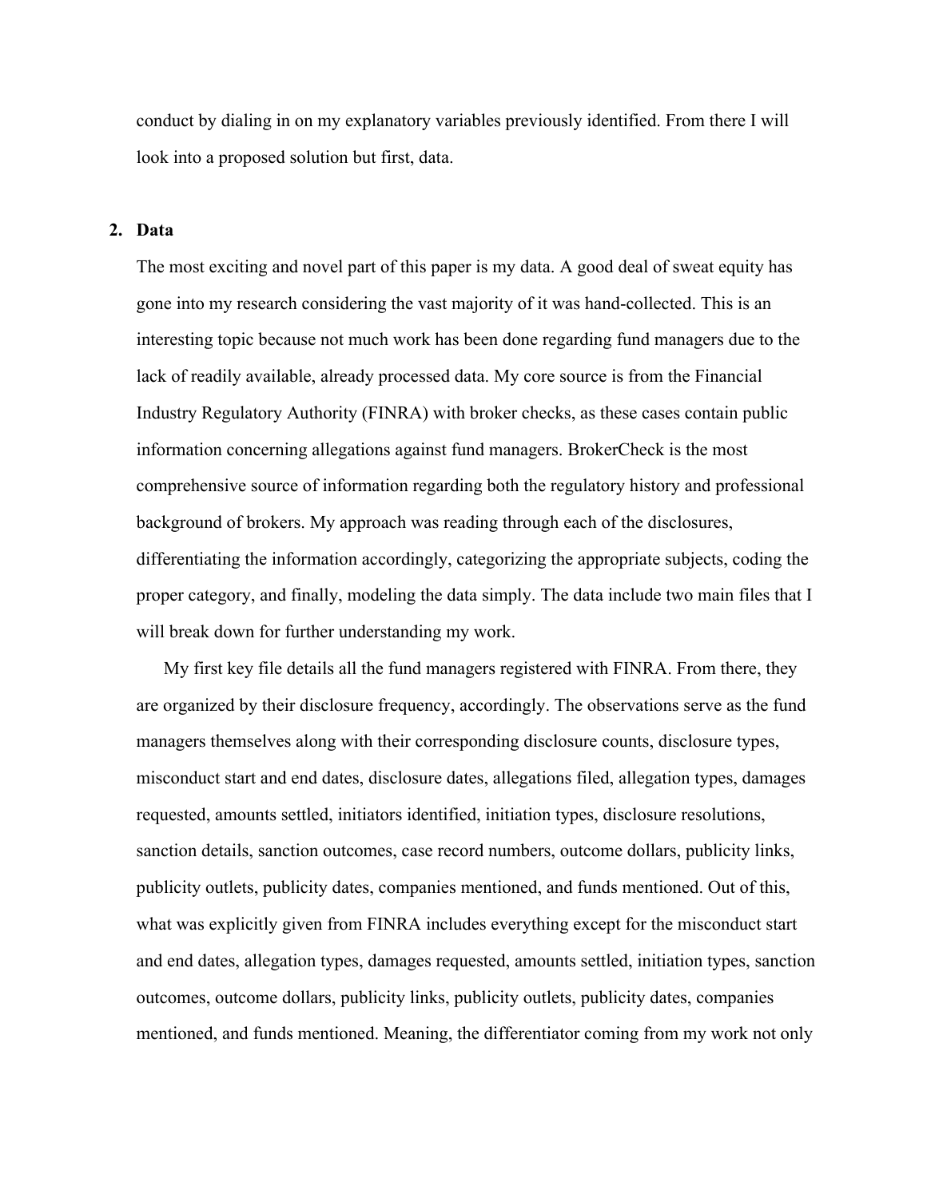conduct by dialing in on my explanatory variables previously identified. From there I will look into a proposed solution but first, data.

## 2. Data

The most exciting and novel part of this paper is my data. A good deal of sweat equity has gone into my research considering the vast majority of it was hand-collected. This is an interesting topic because not much work has been done regarding fund managers due to the lack of readily available, already processed data. My core source is from the Financial Industry Regulatory Authority (FINRA) with broker checks, as these cases contain public information concerning allegations against fund managers. BrokerCheck is the most comprehensive source of information regarding both the regulatory history and professional background of brokers. My approach was reading through each of the disclosures, differentiating the information accordingly, categorizing the appropriate subjects, coding the proper category, and finally, modeling the data simply. The data include two main files that I will break down for further understanding my work.

My first key file details all the fund managers registered with FINRA. From there, they are organized by their disclosure frequency, accordingly. The observations serve as the fund managers themselves along with their corresponding disclosure counts, disclosure types, misconduct start and end dates, disclosure dates, allegations filed, allegation types, damages requested, amounts settled, initiators identified, initiation types, disclosure resolutions, sanction details, sanction outcomes, case record numbers, outcome dollars, publicity links, publicity outlets, publicity dates, companies mentioned, and funds mentioned. Out of this, what was explicitly given from FINRA includes everything except for the misconduct start and end dates, allegation types, damages requested, amounts settled, initiation types, sanction outcomes, outcome dollars, publicity links, publicity outlets, publicity dates, companies mentioned, and funds mentioned. Meaning, the differentiator coming from my work not only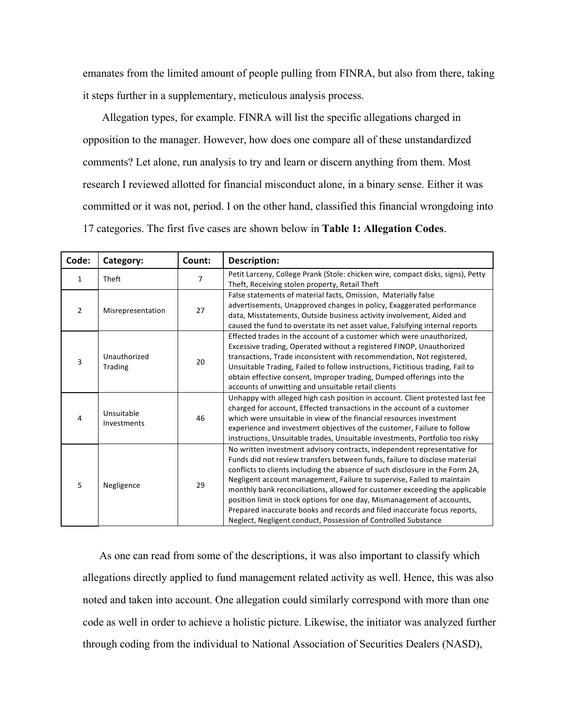emanates from the limited amount of people pulling from FINRA, but also from there, taking it steps further in a supplementary, meticulous analysis process.

Allegation types, for example. FINRA will list the specific allegations charged in opposition to the manager. However, how does one compare all of these unstandardized comments? Let alone, run analysis to try and learn or discern anything from them. Most research I reviewed allotted for financial misconduct alone, in a binary sense. Either it was committed or it was not, period. I on the other hand, classified this financial wrongdoing into 17 categories. The first five cases are shown below in **Table 1: Allegation Codes**.

| Code: | Category: | Count: | Description: |
|---|---|---|---|
| 1 | Theft | 7 | Petit Larceny, College Prank (Stole: chicken wire, compact disks, signs), Petty Theft, Receiving stolen property, Retail Theft |
| 2 | Misrepresentation | 27 | False statements of material facts, Omission, Materially false advertisements, Unapproved changes in policy, Exaggerated performance data, Misstatements, Outside business activity involvement, Aided and caused the fund to overstate its net asset value, Falsifying internal reports |
| 3 | Unauthorized Trading | 20 | Effected trades in the account of a customer which were unauthorized, Excessive trading, Operated without a registered FINOP, Unauthorized transactions, Trade inconsistent with recommendation, Not registered, Unsuitable Trading, Failed to follow instructions, Fictitious trading, Fail to obtain effective consent, Improper trading, Dumped offerings into the accounts of unwitting and unsuitable retail clients |
| 4 | Unsuitable Investments | 46 | Unhappy with alleged high cash position in account. Client protested last fee charged for account, Effected transactions in the account of a customer which were unsuitable in view of the financial resources investment experience and investment objectives of the customer, Failure to follow instructions, Unsuitable trades, Unsuitable investments, Portfolio too risky |
| 5 | Negligence | 29 | No written investment advisory contracts, independent representative for Funds did not review transfers between funds, failure to disclose material conflicts to clients including the absence of such disclosure in the Form 2A, Negligent account management, Failure to supervise, Failed to maintain monthly bank reconciliations, allowed for customer exceeding the applicable position limit in stock options for one day, Mismanagement of accounts, Prepared inaccurate books and records and filed inaccurate focus reports, Neglect, Negligent conduct, Possession of Controlled Substance |

As one can read from some of the descriptions, it was also important to classify which allegations directly applied to fund management related activity as well. Hence, this was also noted and taken into account. One allegation could similarly correspond with more than one code as well in order to achieve a holistic picture. Likewise, the initiator was analyzed further through coding from the individual to National Association of Securities Dealers (NASD),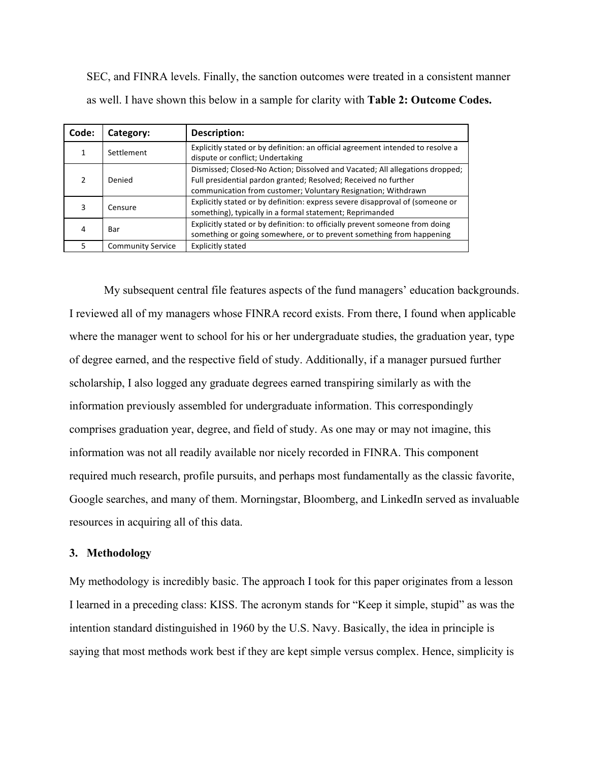SEC, and FINRA levels. Finally, the sanction outcomes were treated in a consistent manner as well. I have shown this below in a sample for clarity with **Table 2: Outcome Codes.**

| Code: | Category: | Description: |
|---|---|---|
| 1 | Settlement | Explicitly stated or by definition: an official agreement intended to resolve a dispute or conflict; Undertaking |
| 2 | Denied | Dismissed; Closed-No Action; Dissolved and Vacated; All allegations dropped; Full presidential pardon granted; Resolved; Received no further communication from customer; Voluntary Resignation; Withdrawn |
| 3 | Censure | Explicitly stated or by definition: express severe disapproval of (someone or something), typically in a formal statement; Reprimanded |
| 4 | Bar | Explicitly stated or by definition: to officially prevent someone from doing something or going somewhere, or to prevent something from happening |
| 5 | Community Service | Explicitly stated |

My subsequent central file features aspects of the fund managers' education backgrounds. I reviewed all of my managers whose FINRA record exists. From there, I found when applicable where the manager went to school for his or her undergraduate studies, the graduation year, type of degree earned, and the respective field of study. Additionally, if a manager pursued further scholarship, I also logged any graduate degrees earned transpiring similarly as with the information previously assembled for undergraduate information. This correspondingly comprises graduation year, degree, and field of study. As one may or may not imagine, this information was not all readily available nor nicely recorded in FINRA. This component required much research, profile pursuits, and perhaps most fundamentally as the classic favorite, Google searches, and many of them. Morningstar, Bloomberg, and LinkedIn served as invaluable resources in acquiring all of this data.

## 3. Methodology

My methodology is incredibly basic. The approach I took for this paper originates from a lesson I learned in a preceding class: KISS. The acronym stands for "Keep it simple, stupid" as was the intention standard distinguished in 1960 by the U.S. Navy. Basically, the idea in principle is saying that most methods work best if they are kept simple versus complex. Hence, simplicity is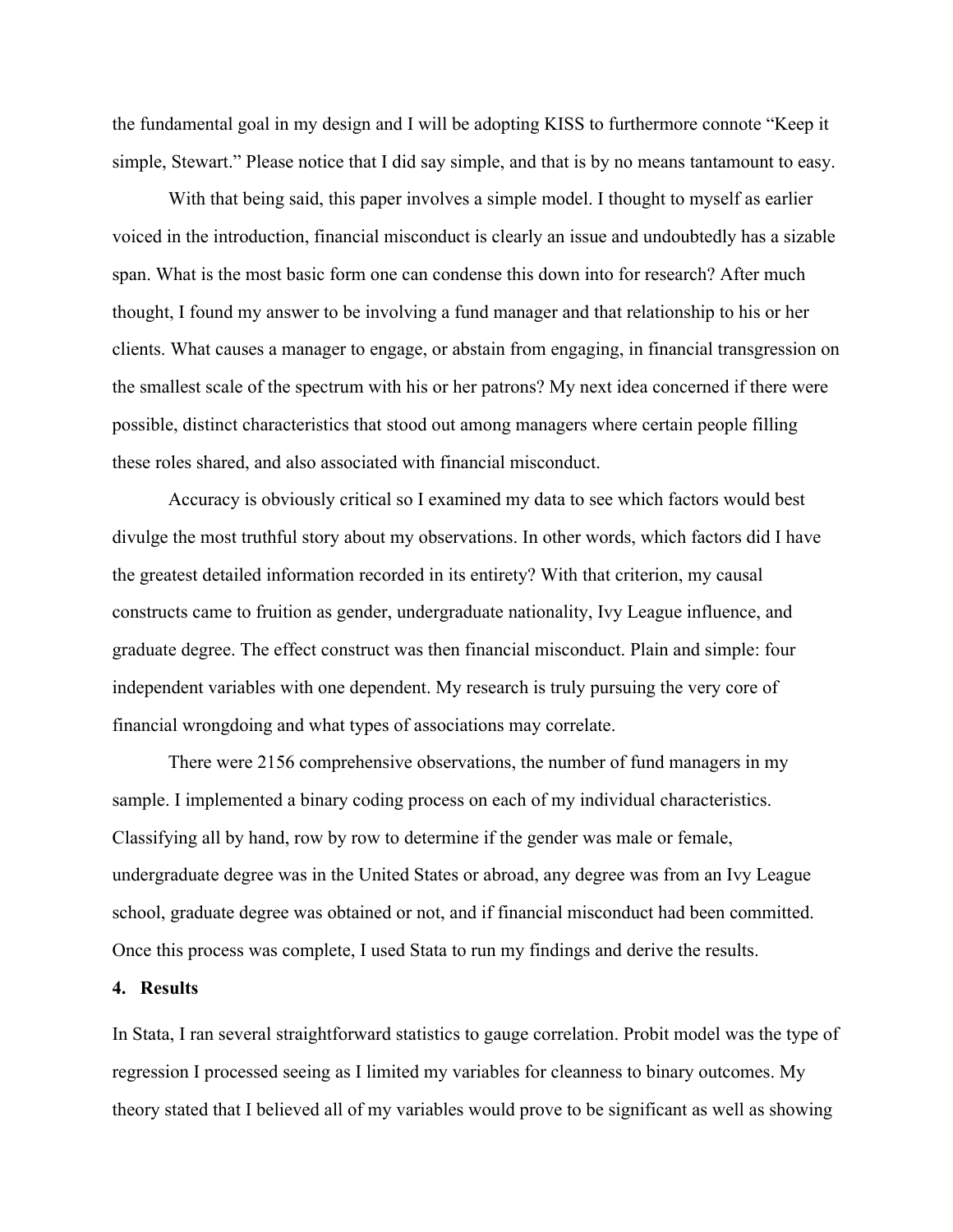the fundamental goal in my design and I will be adopting KISS to furthermore connote "Keep it simple, Stewart." Please notice that I did say simple, and that is by no means tantamount to easy.

With that being said, this paper involves a simple model. I thought to myself as earlier voiced in the introduction, financial misconduct is clearly an issue and undoubtedly has a sizable span. What is the most basic form one can condense this down into for research? After much thought, I found my answer to be involving a fund manager and that relationship to his or her clients. What causes a manager to engage, or abstain from engaging, in financial transgression on the smallest scale of the spectrum with his or her patrons? My next idea concerned if there were possible, distinct characteristics that stood out among managers where certain people filling these roles shared, and also associated with financial misconduct.

Accuracy is obviously critical so I examined my data to see which factors would best divulge the most truthful story about my observations. In other words, which factors did I have the greatest detailed information recorded in its entirety? With that criterion, my causal constructs came to fruition as gender, undergraduate nationality, Ivy League influence, and graduate degree. The effect construct was then financial misconduct. Plain and simple: four independent variables with one dependent. My research is truly pursuing the very core of financial wrongdoing and what types of associations may correlate.

There were 2156 comprehensive observations, the number of fund managers in my sample. I implemented a binary coding process on each of my individual characteristics. Classifying all by hand, row by row to determine if the gender was male or female, undergraduate degree was in the United States or abroad, any degree was from an Ivy League school, graduate degree was obtained or not, and if financial misconduct had been committed. Once this process was complete, I used Stata to run my findings and derive the results.

## 4. Results

In Stata, I ran several straightforward statistics to gauge correlation. Probit model was the type of regression I processed seeing as I limited my variables for cleanness to binary outcomes. My theory stated that I believed all of my variables would prove to be significant as well as showing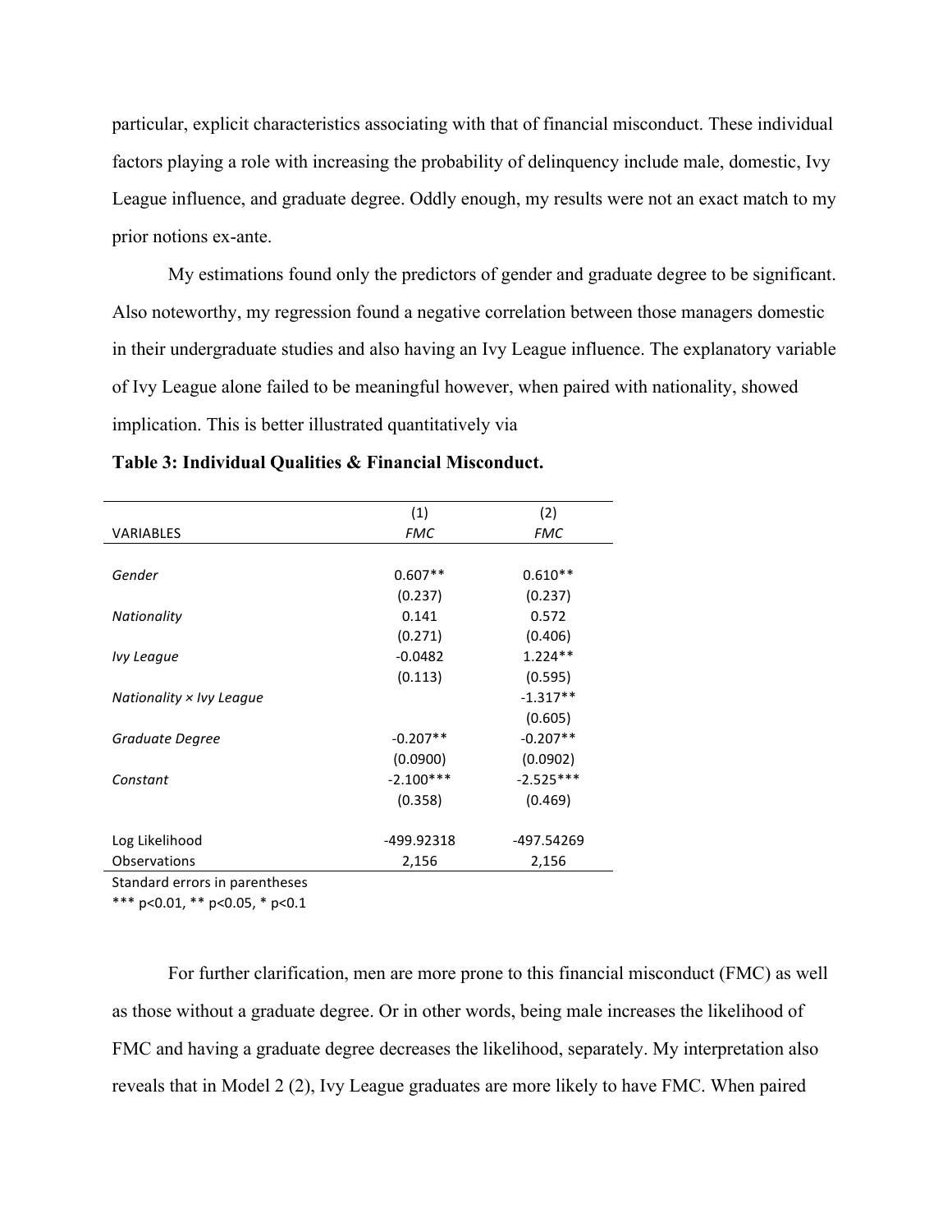particular, explicit characteristics associating with that of financial misconduct. These individual factors playing a role with increasing the probability of delinquency include male, domestic, Ivy League influence, and graduate degree. Oddly enough, my results were not an exact match to my prior notions ex-ante.

My estimations found only the predictors of gender and graduate degree to be significant. Also noteworthy, my regression found a negative correlation between those managers domestic in their undergraduate studies and also having an Ivy League influence. The explanatory variable of Ivy League alone failed to be meaningful however, when paired with nationality, showed implication. This is better illustrated quantitatively via

**Table 3: Individual Qualities & Financial Misconduct.**

| VARIABLES | (1) *FMC* | (2) *FMC* |
|---|---|---|
| *Gender* | 0.607** | 0.610** |
| | (0.237) | (0.237) |
| *Nationality* | 0.141 | 0.572 |
| | (0.271) | (0.406) |
| *Ivy League* | -0.0482 | 1.224** |
| | (0.113) | (0.595) |
| *Nationality × Ivy League* | | -1.317** |
| | | (0.605) |
| *Graduate Degree* | -0.207** | -0.207** |
| | (0.0900) | (0.0902) |
| *Constant* | -2.100*** | -2.525*** |
| | (0.358) | (0.469) |
| Log Likelihood | -499.92318 | -497.54269 |
| Observations | 2,156 | 2,156 |

Standard errors in parentheses
*** p<0.01, ** p<0.05, * p<0.1

For further clarification, men are more prone to this financial misconduct (FMC) as well as those without a graduate degree. Or in other words, being male increases the likelihood of FMC and having a graduate degree decreases the likelihood, separately. My interpretation also reveals that in Model 2 (2), Ivy League graduates are more likely to have FMC. When paired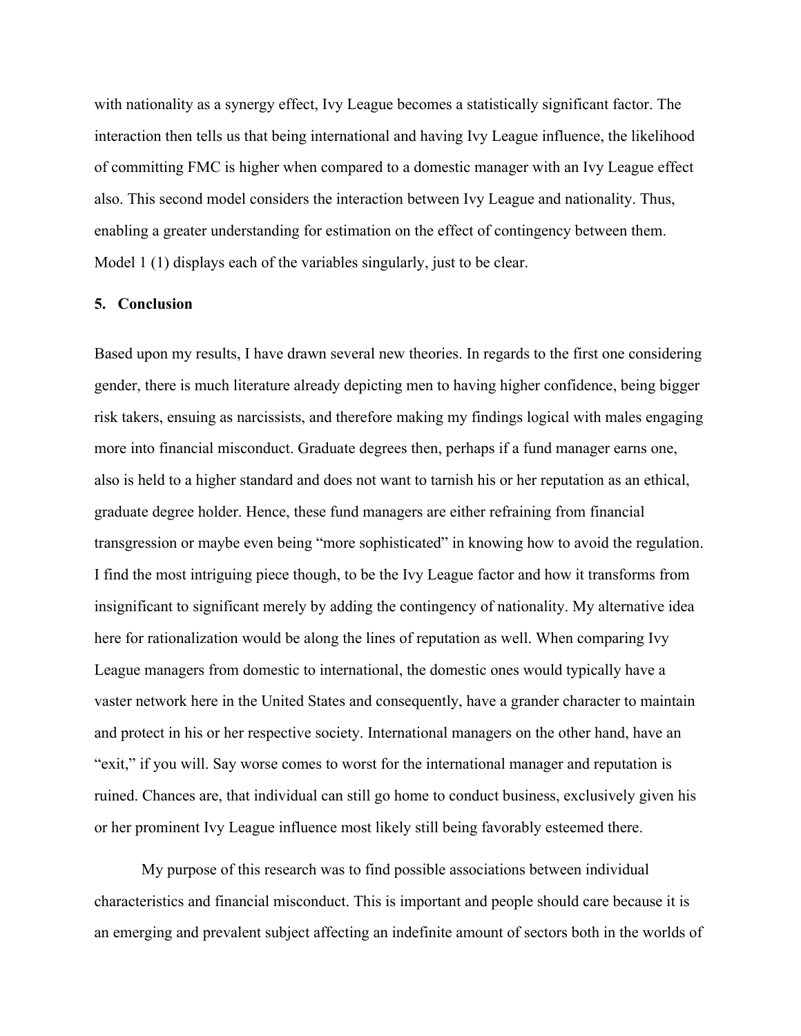with nationality as a synergy effect, Ivy League becomes a statistically significant factor. The interaction then tells us that being international and having Ivy League influence, the likelihood of committing FMC is higher when compared to a domestic manager with an Ivy League effect also. This second model considers the interaction between Ivy League and nationality. Thus, enabling a greater understanding for estimation on the effect of contingency between them. Model 1 (1) displays each of the variables singularly, just to be clear.

## 5. Conclusion

Based upon my results, I have drawn several new theories. In regards to the first one considering gender, there is much literature already depicting men to having higher confidence, being bigger risk takers, ensuing as narcissists, and therefore making my findings logical with males engaging more into financial misconduct. Graduate degrees then, perhaps if a fund manager earns one, also is held to a higher standard and does not want to tarnish his or her reputation as an ethical, graduate degree holder. Hence, these fund managers are either refraining from financial transgression or maybe even being "more sophisticated" in knowing how to avoid the regulation. I find the most intriguing piece though, to be the Ivy League factor and how it transforms from insignificant to significant merely by adding the contingency of nationality. My alternative idea here for rationalization would be along the lines of reputation as well. When comparing Ivy League managers from domestic to international, the domestic ones would typically have a vaster network here in the United States and consequently, have a grander character to maintain and protect in his or her respective society. International managers on the other hand, have an "exit," if you will. Say worse comes to worst for the international manager and reputation is ruined. Chances are, that individual can still go home to conduct business, exclusively given his or her prominent Ivy League influence most likely still being favorably esteemed there.

My purpose of this research was to find possible associations between individual characteristics and financial misconduct. This is important and people should care because it is an emerging and prevalent subject affecting an indefinite amount of sectors both in the worlds of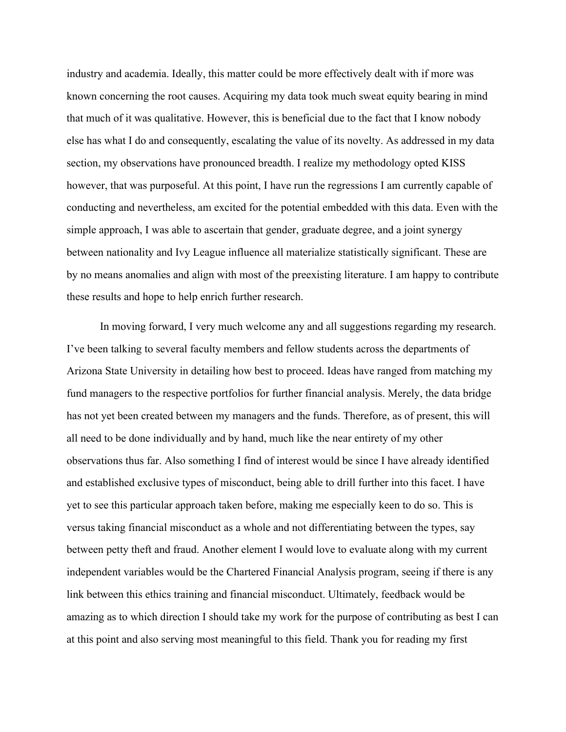industry and academia. Ideally, this matter could be more effectively dealt with if more was known concerning the root causes. Acquiring my data took much sweat equity bearing in mind that much of it was qualitative. However, this is beneficial due to the fact that I know nobody else has what I do and consequently, escalating the value of its novelty. As addressed in my data section, my observations have pronounced breadth. I realize my methodology opted KISS however, that was purposeful. At this point, I have run the regressions I am currently capable of conducting and nevertheless, am excited for the potential embedded with this data. Even with the simple approach, I was able to ascertain that gender, graduate degree, and a joint synergy between nationality and Ivy League influence all materialize statistically significant. These are by no means anomalies and align with most of the preexisting literature. I am happy to contribute these results and hope to help enrich further research.

In moving forward, I very much welcome any and all suggestions regarding my research. I've been talking to several faculty members and fellow students across the departments of Arizona State University in detailing how best to proceed. Ideas have ranged from matching my fund managers to the respective portfolios for further financial analysis. Merely, the data bridge has not yet been created between my managers and the funds. Therefore, as of present, this will all need to be done individually and by hand, much like the near entirety of my other observations thus far. Also something I find of interest would be since I have already identified and established exclusive types of misconduct, being able to drill further into this facet. I have yet to see this particular approach taken before, making me especially keen to do so. This is versus taking financial misconduct as a whole and not differentiating between the types, say between petty theft and fraud. Another element I would love to evaluate along with my current independent variables would be the Chartered Financial Analysis program, seeing if there is any link between this ethics training and financial misconduct. Ultimately, feedback would be amazing as to which direction I should take my work for the purpose of contributing as best I can at this point and also serving most meaningful to this field. Thank you for reading my first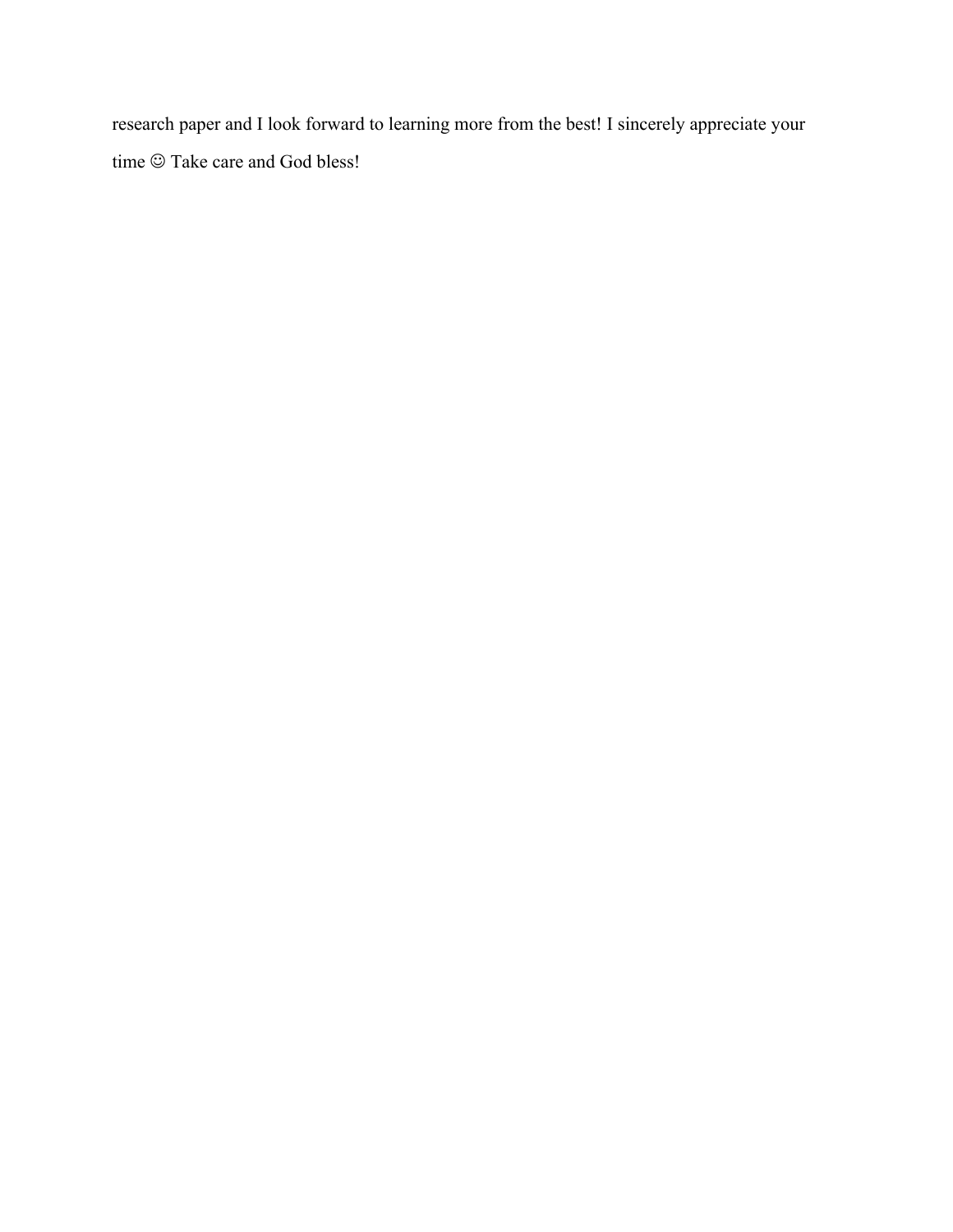research paper and I look forward to learning more from the best! I sincerely appreciate your time ☺ Take care and God bless!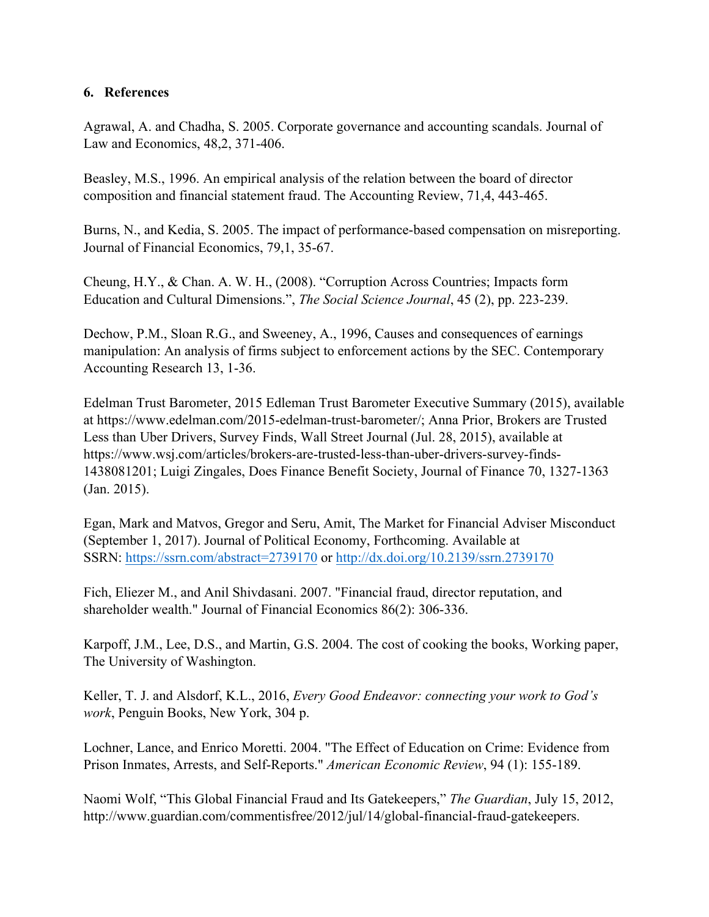## 6. References

Agrawal, A. and Chadha, S. 2005. Corporate governance and accounting scandals. Journal of Law and Economics, 48,2, 371-406.

Beasley, M.S., 1996. An empirical analysis of the relation between the board of director composition and financial statement fraud. The Accounting Review, 71,4, 443-465.

Burns, N., and Kedia, S. 2005. The impact of performance-based compensation on misreporting. Journal of Financial Economics, 79,1, 35-67.

Cheung, H.Y., & Chan. A. W. H., (2008). "Corruption Across Countries; Impacts form Education and Cultural Dimensions.", *The Social Science Journal*, 45 (2), pp. 223-239.

Dechow, P.M., Sloan R.G., and Sweeney, A., 1996, Causes and consequences of earnings manipulation: An analysis of firms subject to enforcement actions by the SEC. Contemporary Accounting Research 13, 1-36.

Edelman Trust Barometer, 2015 Edleman Trust Barometer Executive Summary (2015), available at https://www.edelman.com/2015-edelman-trust-barometer/; Anna Prior, Brokers are Trusted Less than Uber Drivers, Survey Finds, Wall Street Journal (Jul. 28, 2015), available at https://www.wsj.com/articles/brokers-are-trusted-less-than-uber-drivers-survey-finds-1438081201; Luigi Zingales, Does Finance Benefit Society, Journal of Finance 70, 1327-1363 (Jan. 2015).

Egan, Mark and Matvos, Gregor and Seru, Amit, The Market for Financial Adviser Misconduct (September 1, 2017). Journal of Political Economy, Forthcoming. Available at SSRN: https://ssrn.com/abstract=2739170 or http://dx.doi.org/10.2139/ssrn.2739170

Fich, Eliezer M., and Anil Shivdasani. 2007. "Financial fraud, director reputation, and shareholder wealth." Journal of Financial Economics 86(2): 306-336.

Karpoff, J.M., Lee, D.S., and Martin, G.S. 2004. The cost of cooking the books, Working paper, The University of Washington.

Keller, T. J. and Alsdorf, K.L., 2016, *Every Good Endeavor: connecting your work to God's work*, Penguin Books, New York, 304 p.

Lochner, Lance, and Enrico Moretti. 2004. "The Effect of Education on Crime: Evidence from Prison Inmates, Arrests, and Self-Reports." *American Economic Review*, 94 (1): 155-189.

Naomi Wolf, "This Global Financial Fraud and Its Gatekeepers," *The Guardian*, July 15, 2012, http://www.guardian.com/commentisfree/2012/jul/14/global-financial-fraud-gatekeepers.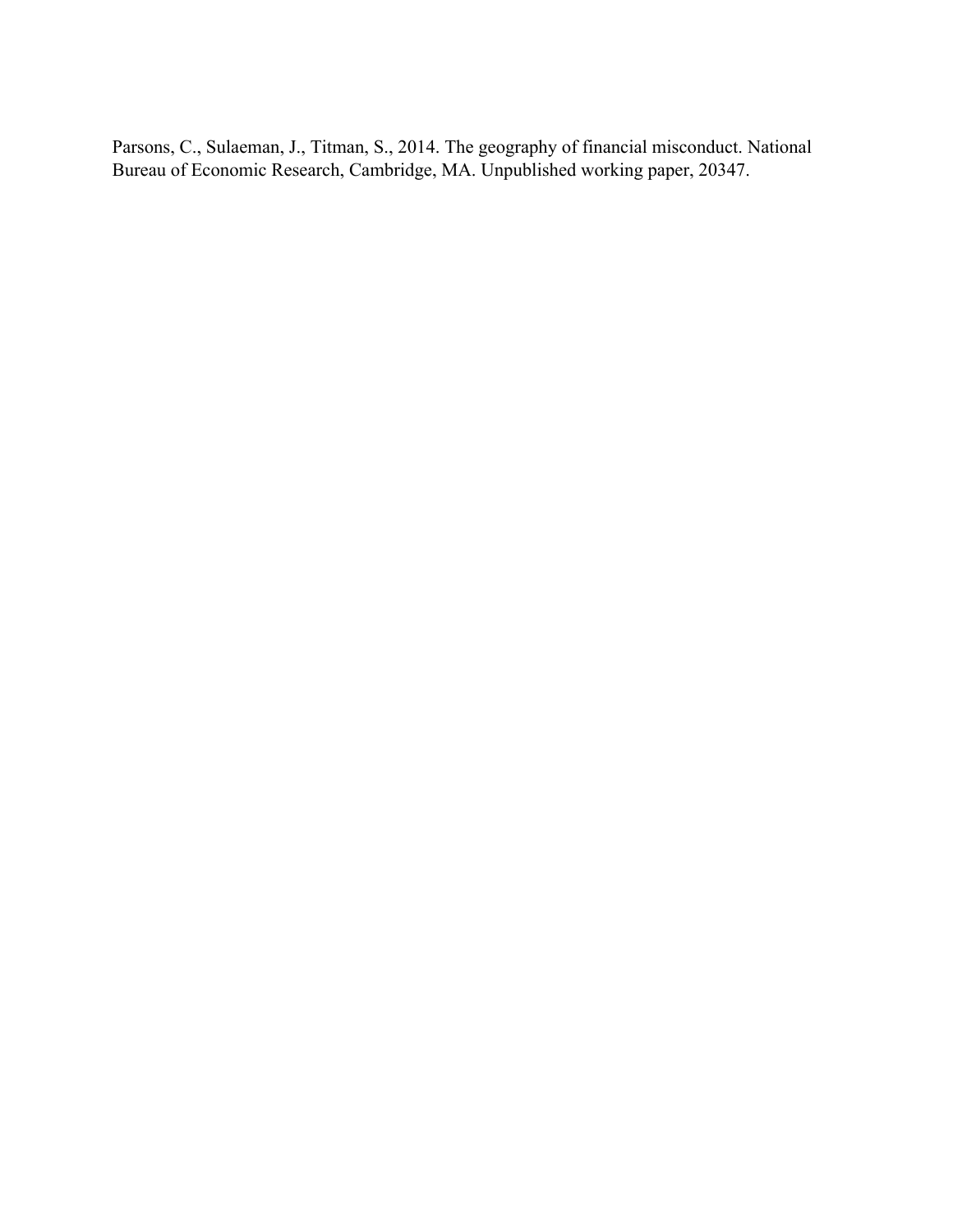Parsons, C., Sulaeman, J., Titman, S., 2014. The geography of financial misconduct. National Bureau of Economic Research, Cambridge, MA. Unpublished working paper, 20347.